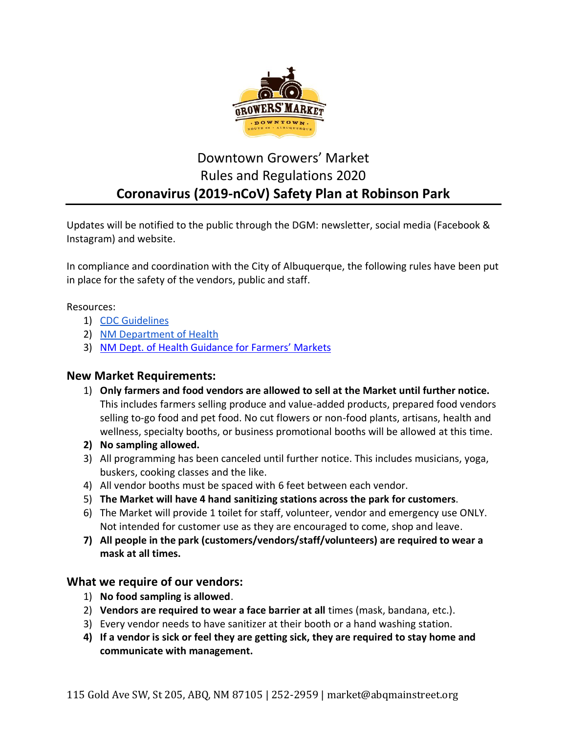# Downtown Growers' Market
# Rules and Regulations 2020
# **Coronavirus (2019-nCoV) Safety Plan at Robinson Park**

Updates will be notified to the public through the DGM: newsletter, social media (Facebook & Instagram) and website.

In compliance and coordination with the City of Albuquerque, the following rules have been put in place for the safety of the vendors, public and staff.

Resources:

1) [CDC Guidelines]()
2) [NM Department of Health]()
3) [NM Dept. of Health Guidance for Farmers' Markets]()

## New Market Requirements:

1) **Only farmers and food vendors are allowed to sell at the Market until further notice.** This includes farmers selling produce and value-added products, prepared food vendors selling to-go food and pet food. No cut flowers or non-food plants, artisans, health and wellness, specialty booths, or business promotional booths will be allowed at this time.
2) **No sampling allowed.**
3) All programming has been canceled until further notice. This includes musicians, yoga, buskers, cooking classes and the like.
4) All vendor booths must be spaced with 6 feet between each vendor.
5) **The Market will have 4 hand sanitizing stations across the park for customers**.
6) The Market will provide 1 toilet for staff, volunteer, vendor and emergency use ONLY. Not intended for customer use as they are encouraged to come, shop and leave.
7) **All people in the park (customers/vendors/staff/volunteers) are required to wear a mask at all times.**

## What we require of our vendors:

1) **No food sampling is allowed**.
2) **Vendors are required to wear a face barrier at all** times (mask, bandana, etc.).
3) Every vendor needs to have sanitizer at their booth or a hand washing station.
4) **If a vendor is sick or feel they are getting sick, they are required to stay home and communicate with management.**

115 Gold Ave SW, St 205, ABQ, NM 87105 | 252-2959 | market@abqmainstreet.org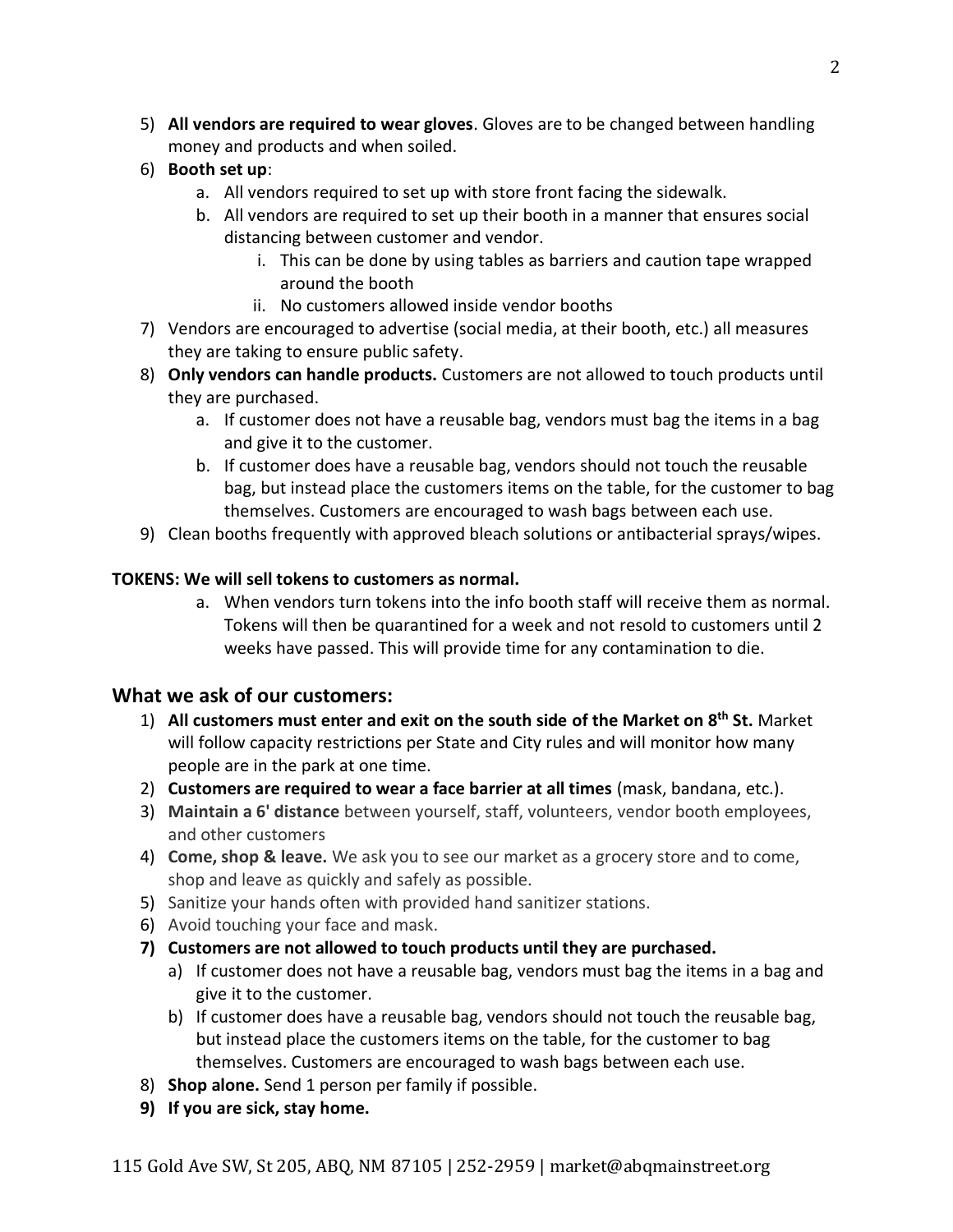5) **All vendors are required to wear gloves**. Gloves are to be changed between handling money and products and when soiled.
6) **Booth set up**:
    a. All vendors required to set up with store front facing the sidewalk.
    b. All vendors are required to set up their booth in a manner that ensures social distancing between customer and vendor.
        i. This can be done by using tables as barriers and caution tape wrapped around the booth
        ii. No customers allowed inside vendor booths
7) Vendors are encouraged to advertise (social media, at their booth, etc.) all measures they are taking to ensure public safety.
8) **Only vendors can handle products.** Customers are not allowed to touch products until they are purchased.
    a. If customer does not have a reusable bag, vendors must bag the items in a bag and give it to the customer.
    b. If customer does have a reusable bag, vendors should not touch the reusable bag, but instead place the customers items on the table, for the customer to bag themselves. Customers are encouraged to wash bags between each use.
9) Clean booths frequently with approved bleach solutions or antibacterial sprays/wipes.

**TOKENS: We will sell tokens to customers as normal.**

a. When vendors turn tokens into the info booth staff will receive them as normal. Tokens will then be quarantined for a week and not resold to customers until 2 weeks have passed. This will provide time for any contamination to die.

## What we ask of our customers:

1) **All customers must enter and exit on the south side of the Market on 8th St.** Market will follow capacity restrictions per State and City rules and will monitor how many people are in the park at one time.
2) **Customers are required to wear a face barrier at all times** (mask, bandana, etc.).
3) **Maintain a 6' distance** between yourself, staff, volunteers, vendor booth employees, and other customers
4) **Come, shop & leave.** We ask you to see our market as a grocery store and to come, shop and leave as quickly and safely as possible.
5) Sanitize your hands often with provided hand sanitizer stations.
6) Avoid touching your face and mask.
7) **Customers are not allowed to touch products until they are purchased.**
    a) If customer does not have a reusable bag, vendors must bag the items in a bag and give it to the customer.
    b) If customer does have a reusable bag, vendors should not touch the reusable bag, but instead place the customers items on the table, for the customer to bag themselves. Customers are encouraged to wash bags between each use.
8) **Shop alone.** Send 1 person per family if possible.
9) **If you are sick, stay home.**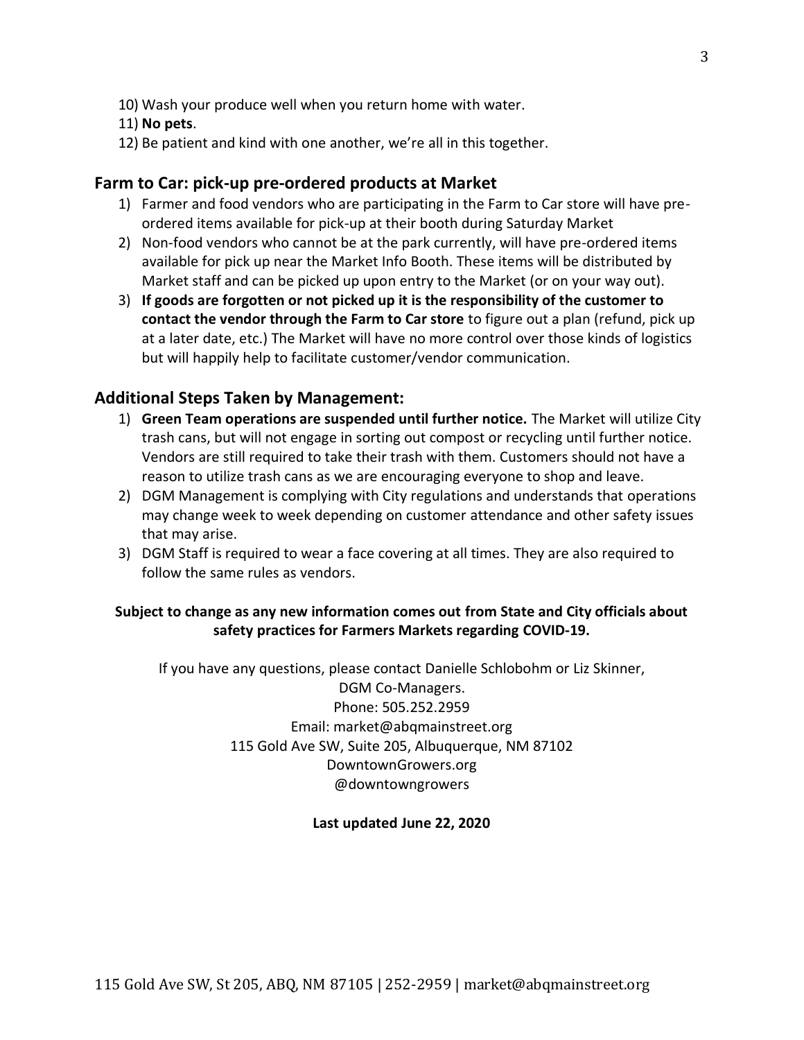10) Wash your produce well when you return home with water.
11) **No pets**.
12) Be patient and kind with one another, we're all in this together.

## Farm to Car: pick-up pre-ordered products at Market

1) Farmer and food vendors who are participating in the Farm to Car store will have pre-ordered items available for pick-up at their booth during Saturday Market
2) Non-food vendors who cannot be at the park currently, will have pre-ordered items available for pick up near the Market Info Booth. These items will be distributed by Market staff and can be picked up upon entry to the Market (or on your way out).
3) **If goods are forgotten or not picked up it is the responsibility of the customer to contact the vendor through the Farm to Car store** to figure out a plan (refund, pick up at a later date, etc.) The Market will have no more control over those kinds of logistics but will happily help to facilitate customer/vendor communication.

## Additional Steps Taken by Management:

1) **Green Team operations are suspended until further notice.** The Market will utilize City trash cans, but will not engage in sorting out compost or recycling until further notice. Vendors are still required to take their trash with them. Customers should not have a reason to utilize trash cans as we are encouraging everyone to shop and leave.
2) DGM Management is complying with City regulations and understands that operations may change week to week depending on customer attendance and other safety issues that may arise.
3) DGM Staff is required to wear a face covering at all times. They are also required to follow the same rules as vendors.

**Subject to change as any new information comes out from State and City officials about safety practices for Farmers Markets regarding COVID-19.**

If you have any questions, please contact Danielle Schlobohm or Liz Skinner,
DGM Co-Managers.
Phone: 505.252.2959
Email: market@abqmainstreet.org
115 Gold Ave SW, Suite 205, Albuquerque, NM 87102
DowntownGrowers.org
@downtowngrowers

**Last updated June 22, 2020**